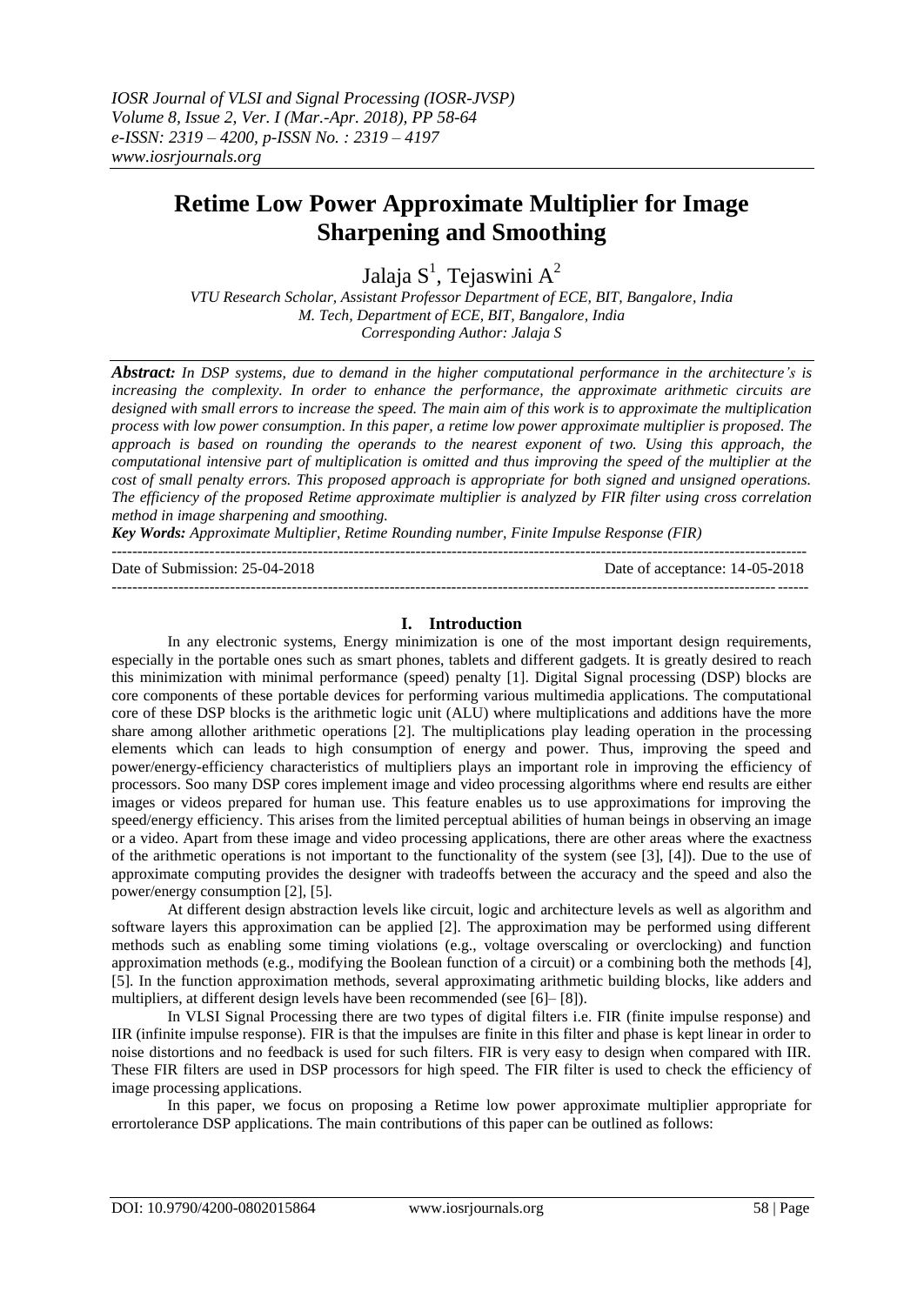# Retime Low Power Approximate Multiplier for Image Sharpening and Smoothing

Jalaja S[1], Tejaswini A[2]

*VTU Research Scholar, Assistant Professor Department of ECE, BIT, Bangalore, India*
*M. Tech, Department of ECE, BIT, Bangalore, India*
*Corresponding Author: Jalaja S*

***Abstract:*** *In DSP systems, due to demand in the higher computational performance in the architecture's is increasing the complexity. In order to enhance the performance, the approximate arithmetic circuits are designed with small errors to increase the speed. The main aim of this work is to approximate the multiplication process with low power consumption. In this paper, a retime low power approximate multiplier is proposed. The approach is based on rounding the operands to the nearest exponent of two. Using this approach, the computational intensive part of multiplication is omitted and thus improving the speed of the multiplier at the cost of small penalty errors. This proposed approach is appropriate for both signed and unsigned operations. The efficiency of the proposed Retime approximate multiplier is analyzed by FIR filter using cross correlation method in image sharpening and smoothing.*

***Key Words:*** *Approximate Multiplier, Retime Rounding number, Finite Impulse Response (FIR)*

---

Date of Submission: 25-04-2018 | Date of acceptance: 14-05-2018

---

## I. Introduction

In any electronic systems, Energy minimization is one of the most important design requirements, especially in the portable ones such as smart phones, tablets and different gadgets. It is greatly desired to reach this minimization with minimal performance (speed) penalty [1]. Digital Signal processing (DSP) blocks are core components of these portable devices for performing various multimedia applications. The computational core of these DSP blocks is the arithmetic logic unit (ALU) where multiplications and additions have the more share among allother arithmetic operations [2]. The multiplications play leading operation in the processing elements which can leads to high consumption of energy and power. Thus, improving the speed and power/energy-efficiency characteristics of multipliers plays an important role in improving the efficiency of processors. Soo many DSP cores implement image and video processing algorithms where end results are either images or videos prepared for human use. This feature enables us to use approximations for improving the speed/energy efficiency. This arises from the limited perceptual abilities of human beings in observing an image or a video. Apart from these image and video processing applications, there are other areas where the exactness of the arithmetic operations is not important to the functionality of the system (see [3], [4]). Due to the use of approximate computing provides the designer with tradeoffs between the accuracy and the speed and also the power/energy consumption [2], [5].

At different design abstraction levels like circuit, logic and architecture levels as well as algorithm and software layers this approximation can be applied [2]. The approximation may be performed using different methods such as enabling some timing violations (e.g., voltage overscaling or overclocking) and function approximation methods (e.g., modifying the Boolean function of a circuit) or a combining both the methods [4], [5]. In the function approximation methods, several approximating arithmetic building blocks, like adders and multipliers, at different design levels have been recommended (see [6]– [8]).

In VLSI Signal Processing there are two types of digital filters i.e. FIR (finite impulse response) and IIR (infinite impulse response). FIR is that the impulses are finite in this filter and phase is kept linear in order to noise distortions and no feedback is used for such filters. FIR is very easy to design when compared with IIR. These FIR filters are used in DSP processors for high speed. The FIR filter is used to check the efficiency of image processing applications.

In this paper, we focus on proposing a Retime low power approximate multiplier appropriate for errortolerance DSP applications. The main contributions of this paper can be outlined as follows: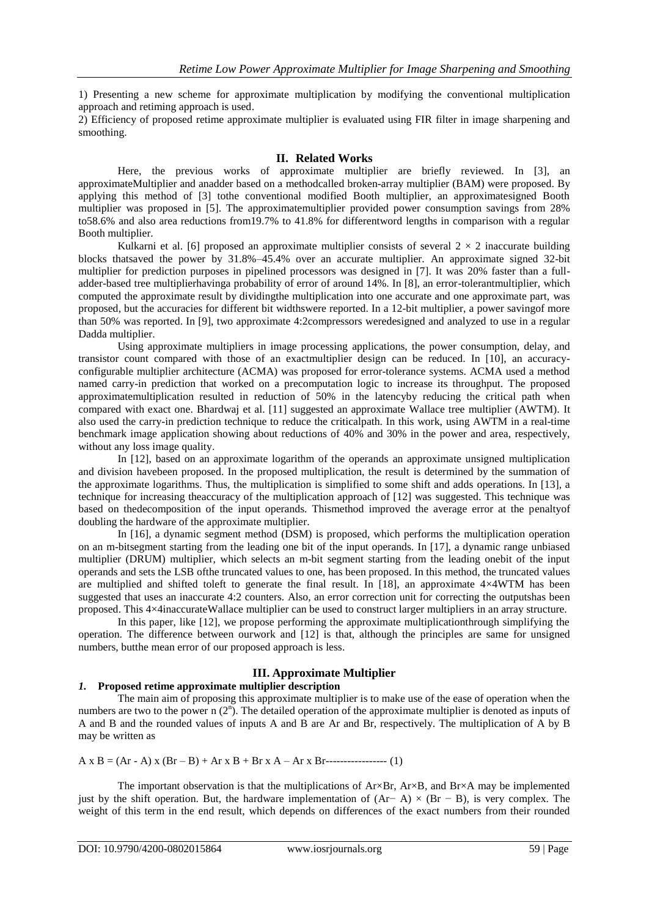1) Presenting a new scheme for approximate multiplication by modifying the conventional multiplication approach and retiming approach is used.

2) Efficiency of proposed retime approximate multiplier is evaluated using FIR filter in image sharpening and smoothing.

## II. Related Works

Here, the previous works of approximate multiplier are briefly reviewed. In [3], an approximateMultiplier and anadder based on a methodcalled broken-array multiplier (BAM) were proposed. By applying this method of [3] tothe conventional modified Booth multiplier, an approximatesigned Booth multiplier was proposed in [5]. The approximatemultiplier provided power consumption savings from 28% to58.6% and also area reductions from19.7% to 41.8% for differentword lengths in comparison with a regular Booth multiplier.

Kulkarni et al. [6] proposed an approximate multiplier consists of several $2 \times 2$ inaccurate building blocks thatsaved the power by 31.8%–45.4% over an accurate multiplier. An approximate signed 32-bit multiplier for prediction purposes in pipelined processors was designed in [7]. It was 20% faster than a full-adder-based tree multiplierhavinga probability of error of around 14%. In [8], an error-tolerantmultiplier, which computed the approximate result by dividingthe multiplication into one accurate and one approximate part, was proposed, but the accuracies for different bit widthswere reported. In a 12-bit multiplier, a power savingof more than 50% was reported. In [9], two approximate 4:2compressors weredesigned and analyzed to use in a regular Dadda multiplier.

Using approximate multipliers in image processing applications, the power consumption, delay, and transistor count compared with those of an exactmultiplier design can be reduced. In [10], an accuracy-configurable multiplier architecture (ACMA) was proposed for error-tolerance systems. ACMA used a method named carry-in prediction that worked on a precomputation logic to increase its throughput. The proposed approximatemultiplication resulted in reduction of 50% in the latencyby reducing the critical path when compared with exact one. Bhardwaj et al. [11] suggested an approximate Wallace tree multiplier (AWTM). It also used the carry-in prediction technique to reduce the criticalpath. In this work, using AWTM in a real-time benchmark image application showing about reductions of 40% and 30% in the power and area, respectively, without any loss image quality.

In [12], based on an approximate logarithm of the operands an approximate unsigned multiplication and division havebeen proposed. In the proposed multiplication, the result is determined by the summation of the approximate logarithms. Thus, the multiplication is simplified to some shift and adds operations. In [13], a technique for increasing theaccuracy of the multiplication approach of [12] was suggested. This technique was based on thedecomposition of the input operands. Thismethod improved the average error at the penaltyof doubling the hardware of the approximate multiplier.

In [16], a dynamic segment method (DSM) is proposed, which performs the multiplication operation on an m-bitsegment starting from the leading one bit of the input operands. In [17], a dynamic range unbiased multiplier (DRUM) multiplier, which selects an m-bit segment starting from the leading onebit of the input operands and sets the LSB ofthe truncated values to one, has been proposed. In this method, the truncated values are multiplied and shifted toleft to generate the final result. In [18], an approximate 4×4WTM has been suggested that uses an inaccurate 4:2 counters. Also, an error correction unit for correcting the outputshas been proposed. This 4×4inaccurateWallace multiplier can be used to construct larger multipliers in an array structure.

In this paper, like [12], we propose performing the approximate multiplicationthrough simplifying the operation. The difference between ourwork and [12] is that, although the principles are same for unsigned numbers, butthe mean error of our proposed approach is less.

## III. Approximate Multiplier

### *1.* Proposed retime approximate multiplier description

The main aim of proposing this approximate multiplier is to make use of the ease of operation when the numbers are two to the power n ($2^n$). The detailed operation of the approximate multiplier is denoted as inputs of A and B and the rounded values of inputs A and B are Ar and Br, respectively. The multiplication of A by B may be written as

$$A \times B = (Ar - A) \times (Br - B) + Ar \times B + Br \times A - Ar \times Br \text{-----------------} (1)$$

The important observation is that the multiplications of Ar×Br, Ar×B, and Br×A may be implemented just by the shift operation. But, the hardware implementation of $(Ar - A) \times (Br - B)$, is very complex. The weight of this term in the end result, which depends on differences of the exact numbers from their rounded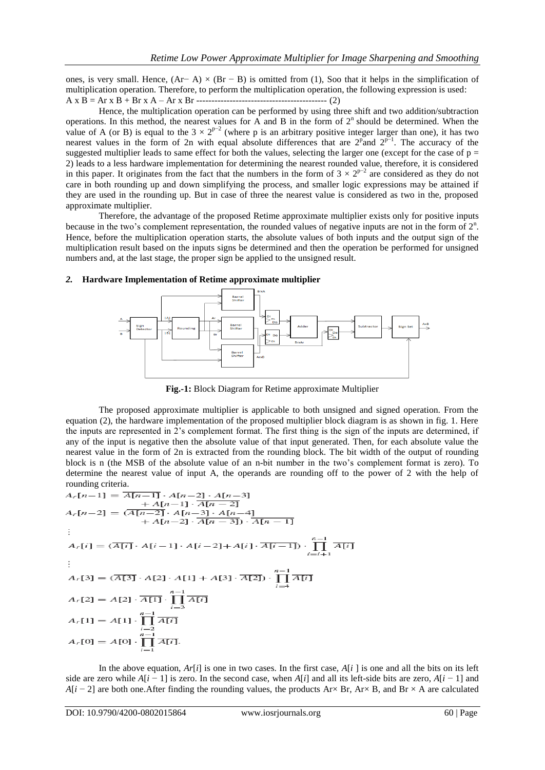ones, is very small. Hence, (Ar− A) × (Br − B) is omitted from (1), Soo that it helps in the simplification of multiplication operation. Therefore, to perform the multiplication operation, the following expression is used:

A x B = Ar x B + Br x A – Ar x Br ------------------------------------------- (2)

Hence, the multiplication operation can be performed by using three shift and two addition/subtraction operations. In this method, the nearest values for A and B in the form of $2^n$ should be determined. When the value of A (or B) is equal to the $3 \times 2^{p-2}$ (where p is an arbitrary positive integer larger than one), it has two nearest values in the form of 2n with equal absolute differences that are $2^p$and $2^{p-1}$. The accuracy of the suggested multiplier leads to same effect for both the values, selecting the larger one (except for the case of p = 2) leads to a less hardware implementation for determining the nearest rounded value, therefore, it is considered in this paper. It originates from the fact that the numbers in the form of $3 \times 2^{p-2}$ are considered as they do not care in both rounding up and down simplifying the process, and smaller logic expressions may be attained if they are used in the rounding up. But in case of three the nearest value is considered as two in the, proposed approximate multiplier.

Therefore, the advantage of the proposed Retime approximate multiplier exists only for positive inputs because in the two's complement representation, the rounded values of negative inputs are not in the form of $2^n$. Hence, before the multiplication operation starts, the absolute values of both inputs and the output sign of the multiplication result based on the inputs signs be determined and then the operation be performed for unsigned numbers and, at the last stage, the proper sign be applied to the unsigned result.

## *2.* Hardware Implementation of Retime approximate multiplier

**Fig.-1:** Block Diagram for Retime approximate Multiplier

The proposed approximate multiplier is applicable to both unsigned and signed operation. From the equation (2), the hardware implementation of the proposed multiplier block diagram is as shown in fig. 1. Here the inputs are represented in 2's complement format. The first thing is the sign of the inputs are determined, if any of the input is negative then the absolute value of that input generated. Then, for each absolute value the nearest value in the form of 2n is extracted from the rounding block. The bit width of the output of rounding block is n (the MSB of the absolute value of an n-bit number in the two's complement format is zero). To determine the nearest value of input A, the operands are rounding off to the power of 2 with the help of rounding criteria.

$$A_r[n-1] = \overline{A[n-1]} \cdot A[n-2] \cdot A[n-3] + A[n-1] \cdot \overline{A[n-2]}$$

$$A_r[n-2] = (\overline{A[n-2]} \cdot A[n-3] \cdot A[n-4] + A[n-2] \cdot \overline{A[n-3]}) \cdot \overline{A[n-1]}$$

$$\vdots$$

$$A_r[i] = (\overline{A[i]} \cdot A[i-1] \cdot A[i-2] + A[i] \cdot \overline{A[i-1]}) \cdot \prod_{i=i+1}^{n-1} \overline{A[i]}$$

$$\vdots$$

$$A_r[3] = (\overline{A[3]} \cdot A[2] \cdot A[1] + A[3] \cdot \overline{A[2]}) \cdot \prod_{i=4}^{n-1} \overline{A[i]}$$

$$A_r[2] = A[2] \cdot \overline{A[1]} \cdot \prod_{i=3}^{n-1} \overline{A[i]}$$

$$A_r[1] = A[1] \cdot \prod_{i=2}^{n-1} \overline{A[i]}$$

$$A_r[0] = A[0] \cdot \prod_{i=1}^{n-1} \overline{A[i]}.$$

In the above equation, *Ar*[*i*] is one in two cases. In the first case, *A*[*i* ] is one and all the bits on its left side are zero while *A*[*i* − 1] is zero. In the second case, when *A*[*i*] and all its left-side bits are zero, *A*[*i* − 1] and *A*[*i* − 2] are both one.After finding the rounding values, the products Ar× Br, Ar× B, and Br × A are calculated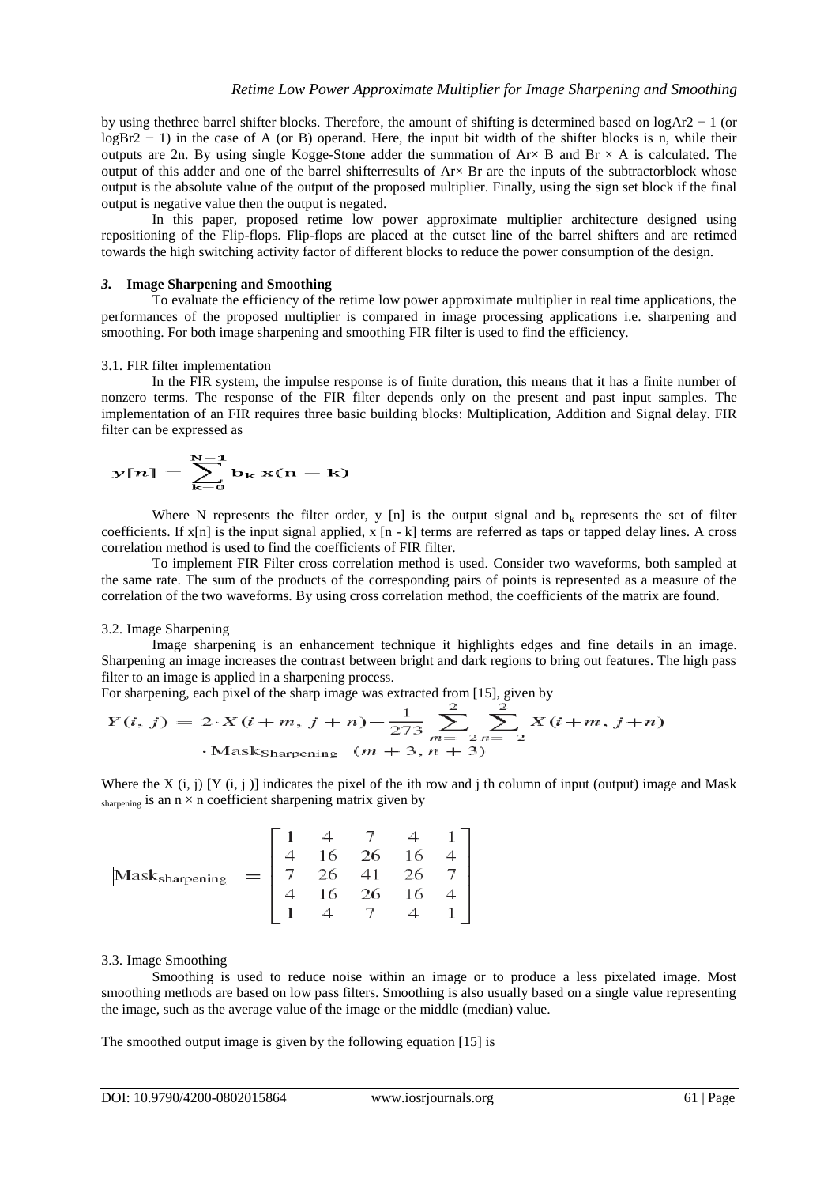by using thethree barrel shifter blocks. Therefore, the amount of shifting is determined based on logAr2 − 1 (or logBr2 − 1) in the case of A (or B) operand. Here, the input bit width of the shifter blocks is n, while their outputs are 2n. By using single Kogge-Stone adder the summation of Ar× B and Br × A is calculated. The output of this adder and one of the barrel shifterresults of Ar× Br are the inputs of the subtractorblock whose output is the absolute value of the output of the proposed multiplier. Finally, using the sign set block if the final output is negative value then the output is negated.

In this paper, proposed retime low power approximate multiplier architecture designed using repositioning of the Flip-flops. Flip-flops are placed at the cutset line of the barrel shifters and are retimed towards the high switching activity factor of different blocks to reduce the power consumption of the design.

### *3.* Image Sharpening and Smoothing

To evaluate the efficiency of the retime low power approximate multiplier in real time applications, the performances of the proposed multiplier is compared in image processing applications i.e. sharpening and smoothing. For both image sharpening and smoothing FIR filter is used to find the efficiency.

#### 3.1. FIR filter implementation

In the FIR system, the impulse response is of finite duration, this means that it has a finite number of nonzero terms. The response of the FIR filter depends only on the present and past input samples. The implementation of an FIR requires three basic building blocks: Multiplication, Addition and Signal delay. FIR filter can be expressed as

$$y[n] = \sum_{k=0}^{N-1} b_k \, x(n-k)$$

Where N represents the filter order, y [n] is the output signal and $b_k$ represents the set of filter coefficients. If x[n] is the input signal applied, x [n - k] terms are referred as taps or tapped delay lines. A cross correlation method is used to find the coefficients of FIR filter.

To implement FIR Filter cross correlation method is used. Consider two waveforms, both sampled at the same rate. The sum of the products of the corresponding pairs of points is represented as a measure of the correlation of the two waveforms. By using cross correlation method, the coefficients of the matrix are found.

#### 3.2. Image Sharpening

Image sharpening is an enhancement technique it highlights edges and fine details in an image. Sharpening an image increases the contrast between bright and dark regions to bring out features. The high pass filter to an image is applied in a sharpening process.

For sharpening, each pixel of the sharp image was extracted from [15], given by

$$Y(i,\, j) = 2 \cdot X(i+m,\, j+n) - \frac{1}{273} \sum_{m=-2}^{2} \sum_{n=-2}^{2} X(i+m,\, j+n) \cdot \text{Mask}_{\text{Sharpening}} \quad (m+3,\, n+3)$$

Where the X (i, j) [Y (i, j )] indicates the pixel of the ith row and j th column of input (output) image and Mask $_{\text{sharpening}}$ is an n × n coefficient sharpening matrix given by

$$\text{Mask}_{\text{sharpening}} = \begin{bmatrix} 1 & 4 & 7 & 4 & 1 \\ 4 & 16 & 26 & 16 & 4 \\ 7 & 26 & 41 & 26 & 7 \\ 4 & 16 & 26 & 16 & 4 \\ 1 & 4 & 7 & 4 & 1 \end{bmatrix}$$

#### 3.3. Image Smoothing

Smoothing is used to reduce noise within an image or to produce a less pixelated image. Most smoothing methods are based on low pass filters. Smoothing is also usually based on a single value representing the image, such as the average value of the image or the middle (median) value.

The smoothed output image is given by the following equation [15] is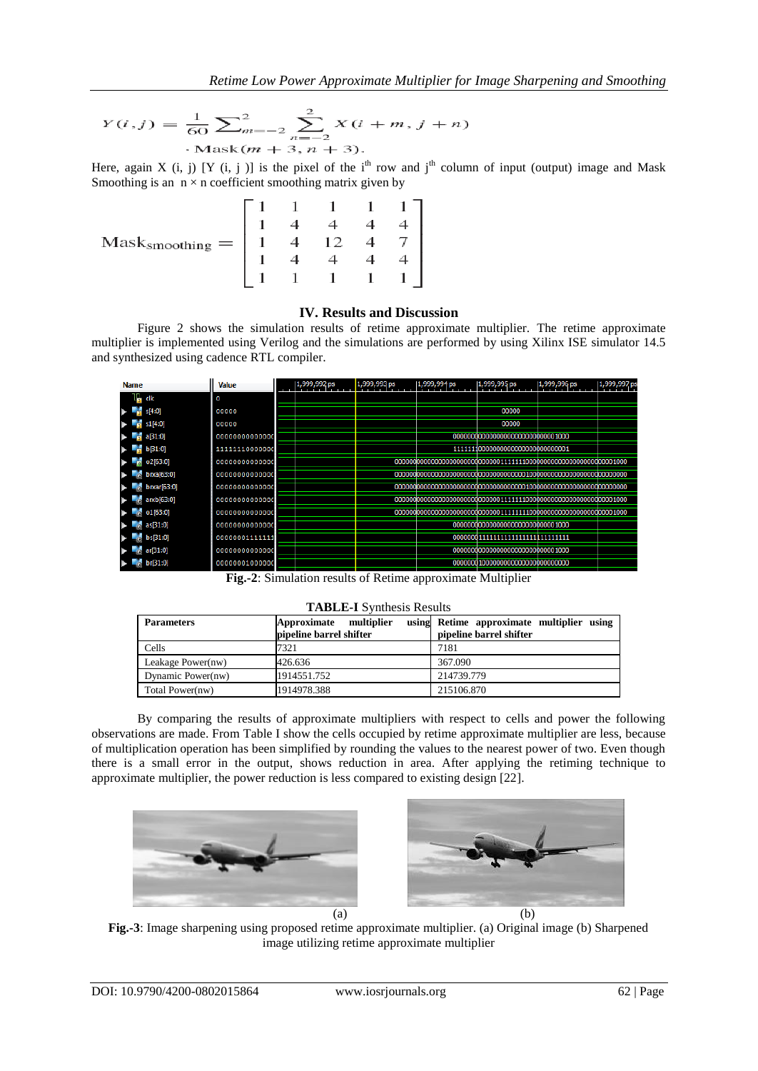$$Y(i,j) = \frac{1}{60}\sum_{m=-2}^{2}\sum_{n=-2}^{2} X(i+m, j+n) \cdot \text{Mask}(m+3, n+3).$$

Here, again X (i, j) [Y (i, j )] is the pixel of the i[th] row and j[th] column of input (output) image and Mask Smoothing is an $n \times n$ coefficient smoothing matrix given by

$$\text{Mask}_{\text{smoothing}} = \begin{bmatrix} 1 & 1 & 1 & 1 & 1 \\ 1 & 4 & 4 & 4 & 4 \\ 1 & 4 & 12 & 4 & 7 \\ 1 & 4 & 4 & 4 & 4 \\ 1 & 1 & 1 & 1 & 1 \end{bmatrix}$$

## IV. Results and Discussion

Figure 2 shows the simulation results of retime approximate multiplier. The retime approximate multiplier is implemented using Verilog and the simulations are performed by using Xilinx ISE simulator 14.5 and synthesized using cadence RTL compiler.

**Fig.-2**: Simulation results of Retime approximate Multiplier

**TABLE-I** Synthesis Results

| Parameters | Approximate multiplier using pipeline barrel shifter | Retime approximate multiplier using pipeline barrel shifter |
|---|---|---|
| Cells | 7321 | 7181 |
| Leakage Power(nw) | 426.636 | 367.090 |
| Dynamic Power(nw) | 1914551.752 | 214739.779 |
| Total Power(nw) | 1914978.388 | 215106.870 |

By comparing the results of approximate multipliers with respect to cells and power the following observations are made. From Table I show the cells occupied by retime approximate multiplier are less, because of multiplication operation has been simplified by rounding the values to the nearest power of two. Even though there is a small error in the output, shows reduction in area. After applying the retiming technique to approximate multiplier, the power reduction is less compared to existing design [22].

(a) (b)

**Fig.-3**: Image sharpening using proposed retime approximate multiplier. (a) Original image (b) Sharpened image utilizing retime approximate multiplier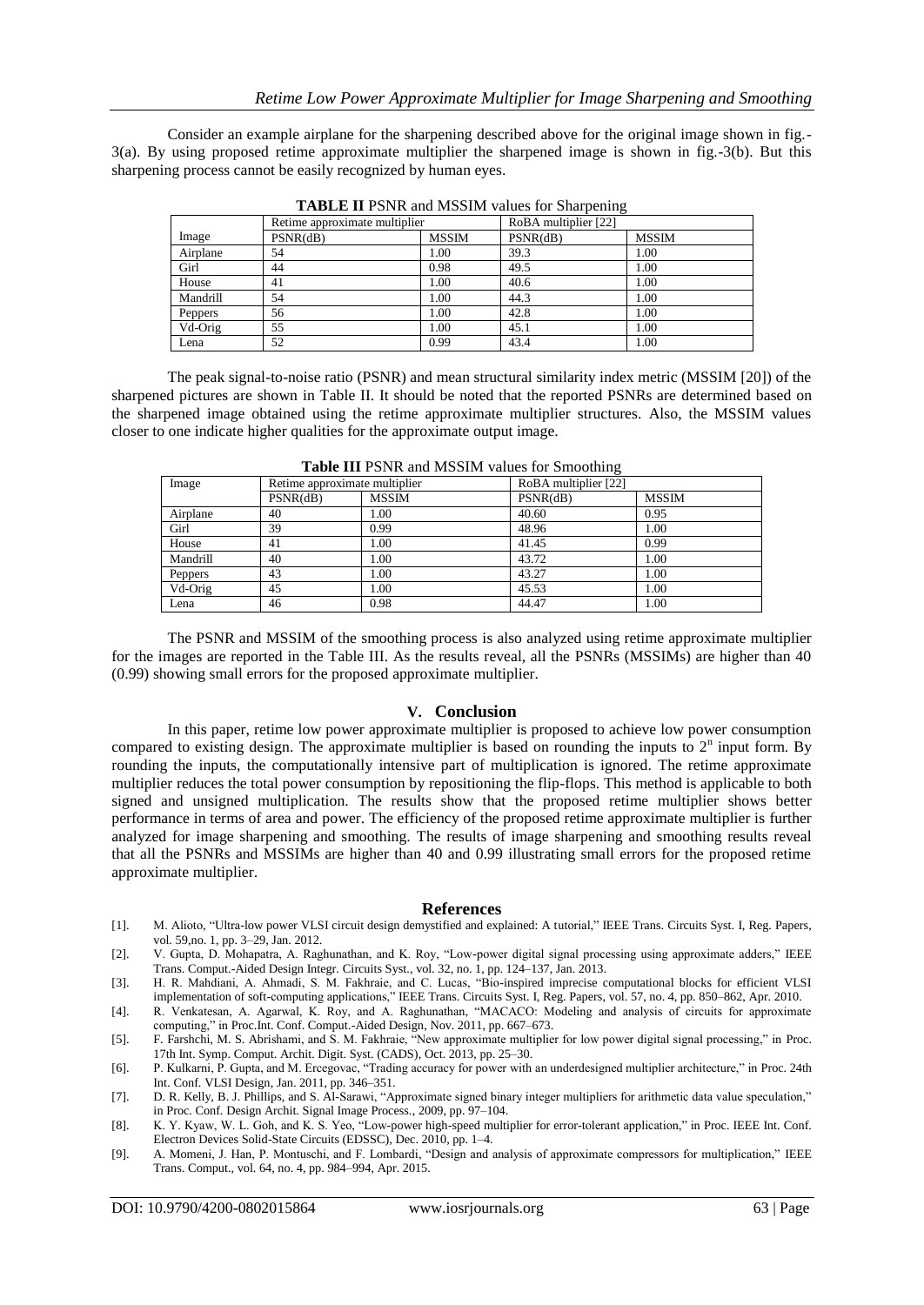Consider an example airplane for the sharpening described above for the original image shown in fig.-3(a). By using proposed retime approximate multiplier the sharpened image is shown in fig.-3(b). But this sharpening process cannot be easily recognized by human eyes.

**TABLE II** PSNR and MSSIM values for Sharpening

| Image | Retime approximate multiplier | | RoBA multiplier [22] | |
|---|---|---|---|---|
| | PSNR(dB) | MSSIM | PSNR(dB) | MSSIM |
| Airplane | 54 | 1.00 | 39.3 | 1.00 |
| Girl | 44 | 0.98 | 49.5 | 1.00 |
| House | 41 | 1.00 | 40.6 | 1.00 |
| Mandrill | 54 | 1.00 | 44.3 | 1.00 |
| Peppers | 56 | 1.00 | 42.8 | 1.00 |
| Vd-Orig | 55 | 1.00 | 45.1 | 1.00 |
| Lena | 52 | 0.99 | 43.4 | 1.00 |

The peak signal-to-noise ratio (PSNR) and mean structural similarity index metric (MSSIM [20]) of the sharpened pictures are shown in Table II. It should be noted that the reported PSNRs are determined based on the sharpened image obtained using the retime approximate multiplier structures. Also, the MSSIM values closer to one indicate higher qualities for the approximate output image.

**Table III** PSNR and MSSIM values for Smoothing

| Image | Retime approximate multiplier | | RoBA multiplier [22] | |
|---|---|---|---|---|
| | PSNR(dB) | MSSIM | PSNR(dB) | MSSIM |
| Airplane | 40 | 1.00 | 40.60 | 0.95 |
| Girl | 39 | 0.99 | 48.96 | 1.00 |
| House | 41 | 1.00 | 41.45 | 0.99 |
| Mandrill | 40 | 1.00 | 43.72 | 1.00 |
| Peppers | 43 | 1.00 | 43.27 | 1.00 |
| Vd-Orig | 45 | 1.00 | 45.53 | 1.00 |
| Lena | 46 | 0.98 | 44.47 | 1.00 |

The PSNR and MSSIM of the smoothing process is also analyzed using retime approximate multiplier for the images are reported in the Table III. As the results reveal, all the PSNRs (MSSIMs) are higher than 40 (0.99) showing small errors for the proposed approximate multiplier.

## V. Conclusion

In this paper, retime low power approximate multiplier is proposed to achieve low power consumption compared to existing design. The approximate multiplier is based on rounding the inputs to $2^n$ input form. By rounding the inputs, the computationally intensive part of multiplication is ignored. The retime approximate multiplier reduces the total power consumption by repositioning the flip-flops. This method is applicable to both signed and unsigned multiplication. The results show that the proposed retime multiplier shows better performance in terms of area and power. The efficiency of the proposed retime approximate multiplier is further analyzed for image sharpening and smoothing. The results of image sharpening and smoothing results reveal that all the PSNRs and MSSIMs are higher than 40 and 0.99 illustrating small errors for the proposed retime approximate multiplier.

## References

[1]. M. Alioto, "Ultra-low power VLSI circuit design demystified and explained: A tutorial," IEEE Trans. Circuits Syst. I, Reg. Papers, vol. 59,no. 1, pp. 3–29, Jan. 2012.

[2]. V. Gupta, D. Mohapatra, A. Raghunathan, and K. Roy, "Low-power digital signal processing using approximate adders," IEEE Trans. Comput.-Aided Design Integr. Circuits Syst., vol. 32, no. 1, pp. 124–137, Jan. 2013.

[3]. H. R. Mahdiani, A. Ahmadi, S. M. Fakhraie, and C. Lucas, "Bio-inspired imprecise computational blocks for efficient VLSI implementation of soft-computing applications," IEEE Trans. Circuits Syst. I, Reg. Papers, vol. 57, no. 4, pp. 850–862, Apr. 2010.

[4]. R. Venkatesan, A. Agarwal, K. Roy, and A. Raghunathan, "MACACO: Modeling and analysis of circuits for approximate computing," in Proc.Int. Conf. Comput.-Aided Design, Nov. 2011, pp. 667–673.

[5]. F. Farshchi, M. S. Abrishami, and S. M. Fakhraie, "New approximate multiplier for low power digital signal processing," in Proc. 17th Int. Symp. Comput. Archit. Digit. Syst. (CADS), Oct. 2013, pp. 25–30.

[6]. P. Kulkarni, P. Gupta, and M. Ercegovac, "Trading accuracy for power with an underdesigned multiplier architecture," in Proc. 24th Int. Conf. VLSI Design, Jan. 2011, pp. 346–351.

[7]. D. R. Kelly, B. J. Phillips, and S. Al-Sarawi, "Approximate signed binary integer multipliers for arithmetic data value speculation," in Proc. Conf. Design Archit. Signal Image Process., 2009, pp. 97–104.

[8]. K. Y. Kyaw, W. L. Goh, and K. S. Yeo, "Low-power high-speed multiplier for error-tolerant application," in Proc. IEEE Int. Conf. Electron Devices Solid-State Circuits (EDSSC), Dec. 2010, pp. 1–4.

[9]. A. Momeni, J. Han, P. Montuschi, and F. Lombardi, "Design and analysis of approximate compressors for multiplication," IEEE Trans. Comput., vol. 64, no. 4, pp. 984–994, Apr. 2015.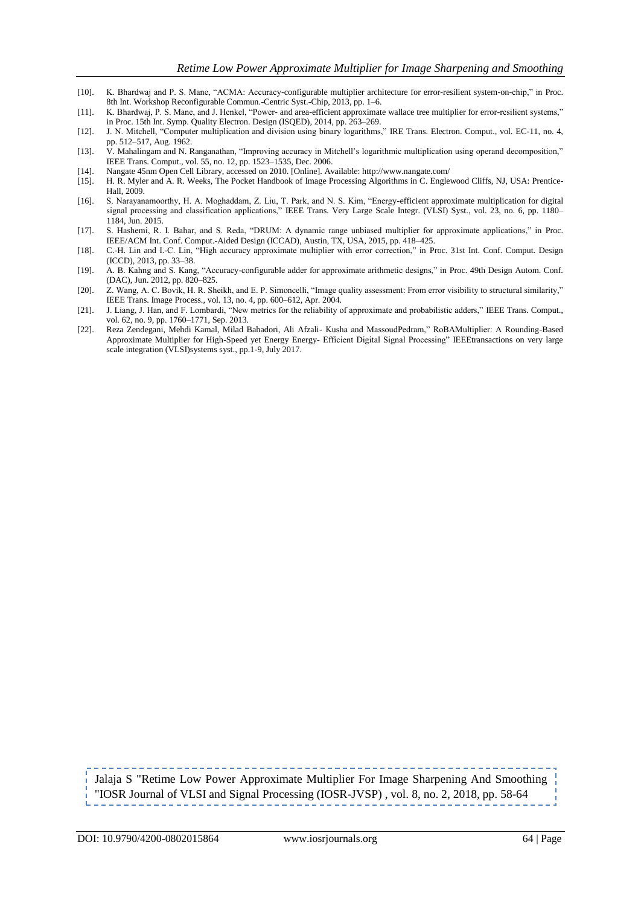[10]. K. Bhardwaj and P. S. Mane, "ACMA: Accuracy-configurable multiplier architecture for error-resilient system-on-chip," in Proc. 8th Int. Workshop Reconfigurable Commun.-Centric Syst.-Chip, 2013, pp. 1–6.

[11]. K. Bhardwaj, P. S. Mane, and J. Henkel, "Power- and area-efficient approximate wallace tree multiplier for error-resilient systems," in Proc. 15th Int. Symp. Quality Electron. Design (ISQED), 2014, pp. 263–269.

[12]. J. N. Mitchell, "Computer multiplication and division using binary logarithms," IRE Trans. Electron. Comput., vol. EC-11, no. 4, pp. 512–517, Aug. 1962.

[13]. V. Mahalingam and N. Ranganathan, "Improving accuracy in Mitchell's logarithmic multiplication using operand decomposition," IEEE Trans. Comput., vol. 55, no. 12, pp. 1523–1535, Dec. 2006.

[14]. Nangate 45nm Open Cell Library, accessed on 2010. [Online]. Available: http://www.nangate.com/

[15]. H. R. Myler and A. R. Weeks, The Pocket Handbook of Image Processing Algorithms in C. Englewood Cliffs, NJ, USA: Prentice-Hall, 2009.

[16]. S. Narayanamoorthy, H. A. Moghaddam, Z. Liu, T. Park, and N. S. Kim, "Energy-efficient approximate multiplication for digital signal processing and classification applications," IEEE Trans. Very Large Scale Integr. (VLSI) Syst., vol. 23, no. 6, pp. 1180–1184, Jun. 2015.

[17]. S. Hashemi, R. I. Bahar, and S. Reda, "DRUM: A dynamic range unbiased multiplier for approximate applications," in Proc. IEEE/ACM Int. Conf. Comput.-Aided Design (ICCAD), Austin, TX, USA, 2015, pp. 418–425.

[18]. C.-H. Lin and I.-C. Lin, "High accuracy approximate multiplier with error correction," in Proc. 31st Int. Conf. Comput. Design (ICCD), 2013, pp. 33–38.

[19]. A. B. Kahng and S. Kang, "Accuracy-configurable adder for approximate arithmetic designs," in Proc. 49th Design Autom. Conf. (DAC), Jun. 2012, pp. 820–825.

[20]. Z. Wang, A. C. Bovik, H. R. Sheikh, and E. P. Simoncelli, "Image quality assessment: From error visibility to structural similarity," IEEE Trans. Image Process., vol. 13, no. 4, pp. 600–612, Apr. 2004.

[21]. J. Liang, J. Han, and F. Lombardi, "New metrics for the reliability of approximate and probabilistic adders," IEEE Trans. Comput., vol. 62, no. 9, pp. 1760–1771, Sep. 2013.

[22]. Reza Zendegani, Mehdi Kamal, Milad Bahadori, Ali Afzali- Kusha and MassoudPedram," RoBAMultiplier: A Rounding-Based Approximate Multiplier for High-Speed yet Energy Energy- Efficient Digital Signal Processing" IEEEtransactions on very large scale integration (VLSI)systems syst., pp.1-9, July 2017.

Jalaja S "Retime Low Power Approximate Multiplier For Image Sharpening And Smoothing "IOSR Journal of VLSI and Signal Processing (IOSR-JVSP) , vol. 8, no. 2, 2018, pp. 58-64